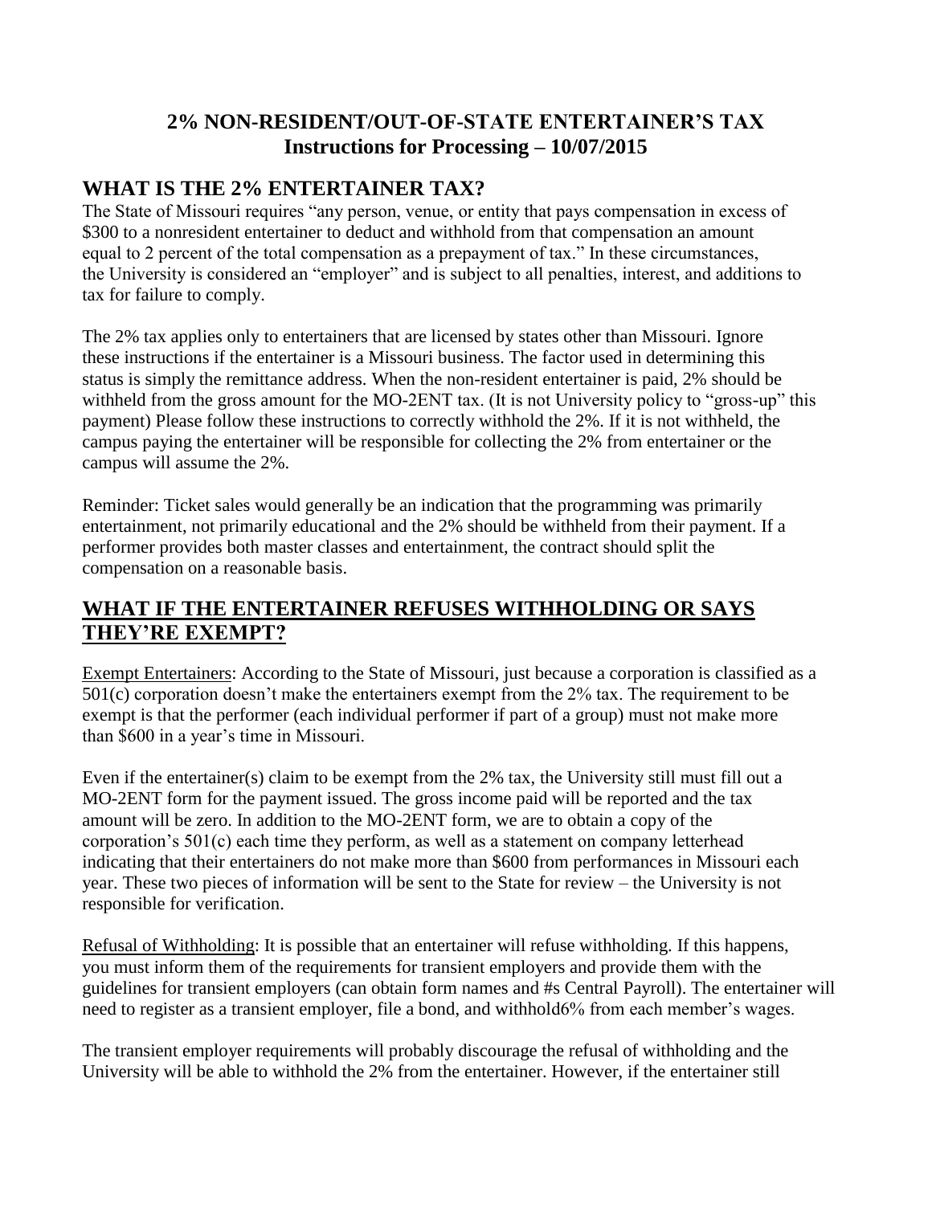# 2% NON-RESIDENT/OUT-OF-STATE ENTERTAINER'S TAX
## Instructions for Processing – 10/07/2015

## WHAT IS THE 2% ENTERTAINER TAX?

The State of Missouri requires "any person, venue, or entity that pays compensation in excess of $300 to a nonresident entertainer to deduct and withhold from that compensation an amount equal to 2 percent of the total compensation as a prepayment of tax." In these circumstances, the University is considered an "employer" and is subject to all penalties, interest, and additions to tax for failure to comply.

The 2% tax applies only to entertainers that are licensed by states other than Missouri. Ignore these instructions if the entertainer is a Missouri business. The factor used in determining this status is simply the remittance address. When the non-resident entertainer is paid, 2% should be withheld from the gross amount for the MO-2ENT tax. (It is not University policy to "gross-up" this payment) Please follow these instructions to correctly withhold the 2%. If it is not withheld, the campus paying the entertainer will be responsible for collecting the 2% from entertainer or the campus will assume the 2%.

Reminder: Ticket sales would generally be an indication that the programming was primarily entertainment, not primarily educational and the 2% should be withheld from their payment. If a performer provides both master classes and entertainment, the contract should split the compensation on a reasonable basis.

## WHAT IF THE ENTERTAINER REFUSES WITHHOLDING OR SAYS THEY'RE EXEMPT?

Exempt Entertainers: According to the State of Missouri, just because a corporation is classified as a 501(c) corporation doesn't make the entertainers exempt from the 2% tax. The requirement to be exempt is that the performer (each individual performer if part of a group) must not make more than $600 in a year's time in Missouri.

Even if the entertainer(s) claim to be exempt from the 2% tax, the University still must fill out a MO-2ENT form for the payment issued. The gross income paid will be reported and the tax amount will be zero. In addition to the MO-2ENT form, we are to obtain a copy of the corporation's 501(c) each time they perform, as well as a statement on company letterhead indicating that their entertainers do not make more than $600 from performances in Missouri each year. These two pieces of information will be sent to the State for review – the University is not responsible for verification.

Refusal of Withholding: It is possible that an entertainer will refuse withholding. If this happens, you must inform them of the requirements for transient employers and provide them with the guidelines for transient employers (can obtain form names and #s Central Payroll). The entertainer will need to register as a transient employer, file a bond, and withhold6% from each member's wages.

The transient employer requirements will probably discourage the refusal of withholding and the University will be able to withhold the 2% from the entertainer. However, if the entertainer still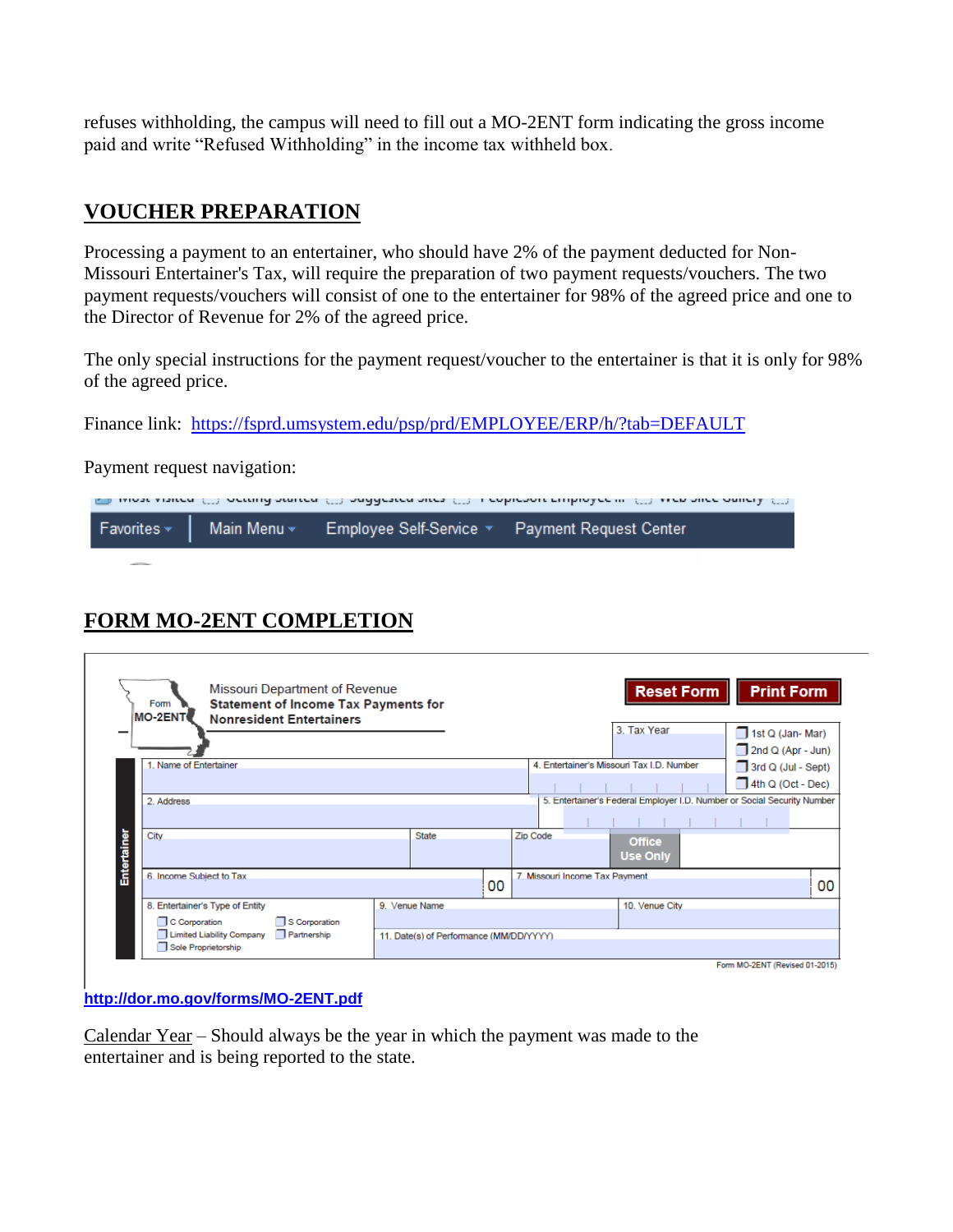refuses withholding, the campus will need to fill out a MO-2ENT form indicating the gross income paid and write "Refused Withholding" in the income tax withheld box.

## VOUCHER PREPARATION

Processing a payment to an entertainer, who should have 2% of the payment deducted for Non-Missouri Entertainer's Tax, will require the preparation of two payment requests/vouchers. The two payment requests/vouchers will consist of one to the entertainer for 98% of the agreed price and one to the Director of Revenue for 2% of the agreed price.

The only special instructions for the payment request/voucher to the entertainer is that it is only for 98% of the agreed price.

Finance link: https://fsprd.umsystem.edu/psp/prd/EMPLOYEE/ERP/h/?tab=DEFAULT

Payment request navigation:

Favorites ▾ | Main Menu ▾ | Employee Self-Service ▾ | Payment Request Center

## FORM MO-2ENT COMPLETION

Form MO-2ENT
Missouri Department of Revenue
**Statement of Income Tax Payments for Nonresident Entertainers**

Reset Form | Print Form

3. Tax Year
- 1st Q (Jan- Mar)
- 2nd Q (Apr - Jun)
- 3rd Q (Jul - Sept)
- 4th Q (Oct - Dec)

Entertainer

1. Name of Entertainer
4. Entertainer's Missouri Tax I.D. Number
2. Address
5. Entertainer's Federal Employer I.D. Number or Social Security Number
City | State | Zip Code | Office Use Only
6. Income Subject to Tax .00
7. Missouri Income Tax Payment .00
8. Entertainer's Type of Entity
- C Corporation
- S Corporation
- Limited Liability Company
- Partnership
- Sole Proprietorship

9. Venue Name
10. Venue City
11. Date(s) of Performance (MM/DD/YYYY)

Form MO-2ENT (Revised 01-2015)

http://dor.mo.gov/forms/MO-2ENT.pdf

Calendar Year – Should always be the year in which the payment was made to the entertainer and is being reported to the state.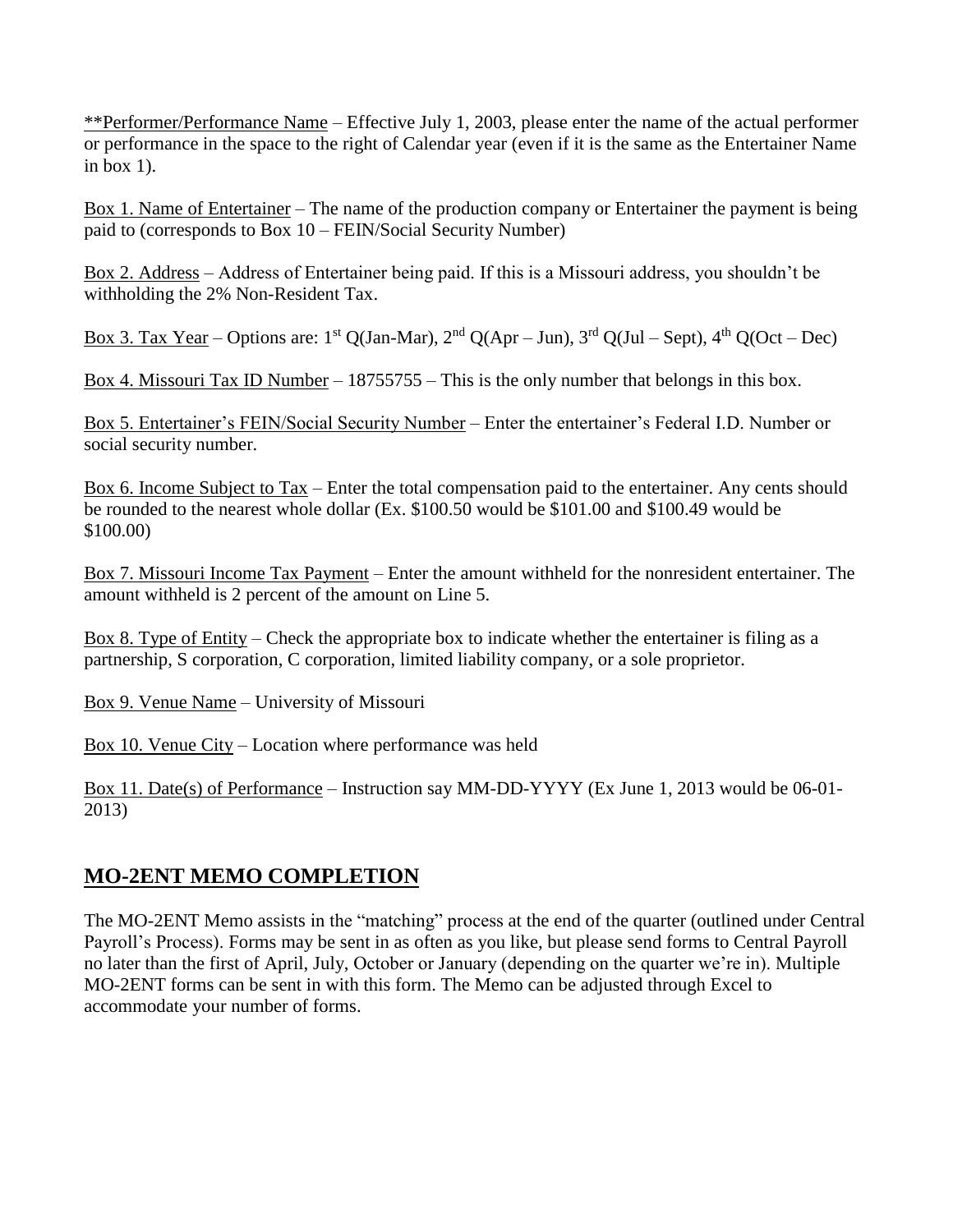**Performer/Performance Name – Effective July 1, 2003, please enter the name of the actual performer or performance in the space to the right of Calendar year (even if it is the same as the Entertainer Name in box 1).

Box 1. Name of Entertainer – The name of the production company or Entertainer the payment is being paid to (corresponds to Box 10 – FEIN/Social Security Number)

Box 2. Address – Address of Entertainer being paid. If this is a Missouri address, you shouldn't be withholding the 2% Non-Resident Tax.

Box 3. Tax Year – Options are: 1st Q(Jan-Mar), 2nd Q(Apr – Jun), 3rd Q(Jul – Sept), 4th Q(Oct – Dec)

Box 4. Missouri Tax ID Number – 18755755 – This is the only number that belongs in this box.

Box 5. Entertainer's FEIN/Social Security Number – Enter the entertainer's Federal I.D. Number or social security number.

Box 6. Income Subject to Tax – Enter the total compensation paid to the entertainer. Any cents should be rounded to the nearest whole dollar (Ex. $100.50 would be $101.00 and $100.49 would be $100.00)

Box 7. Missouri Income Tax Payment – Enter the amount withheld for the nonresident entertainer. The amount withheld is 2 percent of the amount on Line 5.

Box 8. Type of Entity – Check the appropriate box to indicate whether the entertainer is filing as a partnership, S corporation, C corporation, limited liability company, or a sole proprietor.

Box 9. Venue Name – University of Missouri

Box 10. Venue City – Location where performance was held

Box 11. Date(s) of Performance – Instruction say MM-DD-YYYY (Ex June 1, 2013 would be 06-01-2013)

## MO-2ENT MEMO COMPLETION

The MO-2ENT Memo assists in the "matching" process at the end of the quarter (outlined under Central Payroll's Process). Forms may be sent in as often as you like, but please send forms to Central Payroll no later than the first of April, July, October or January (depending on the quarter we're in). Multiple MO-2ENT forms can be sent in with this form. The Memo can be adjusted through Excel to accommodate your number of forms.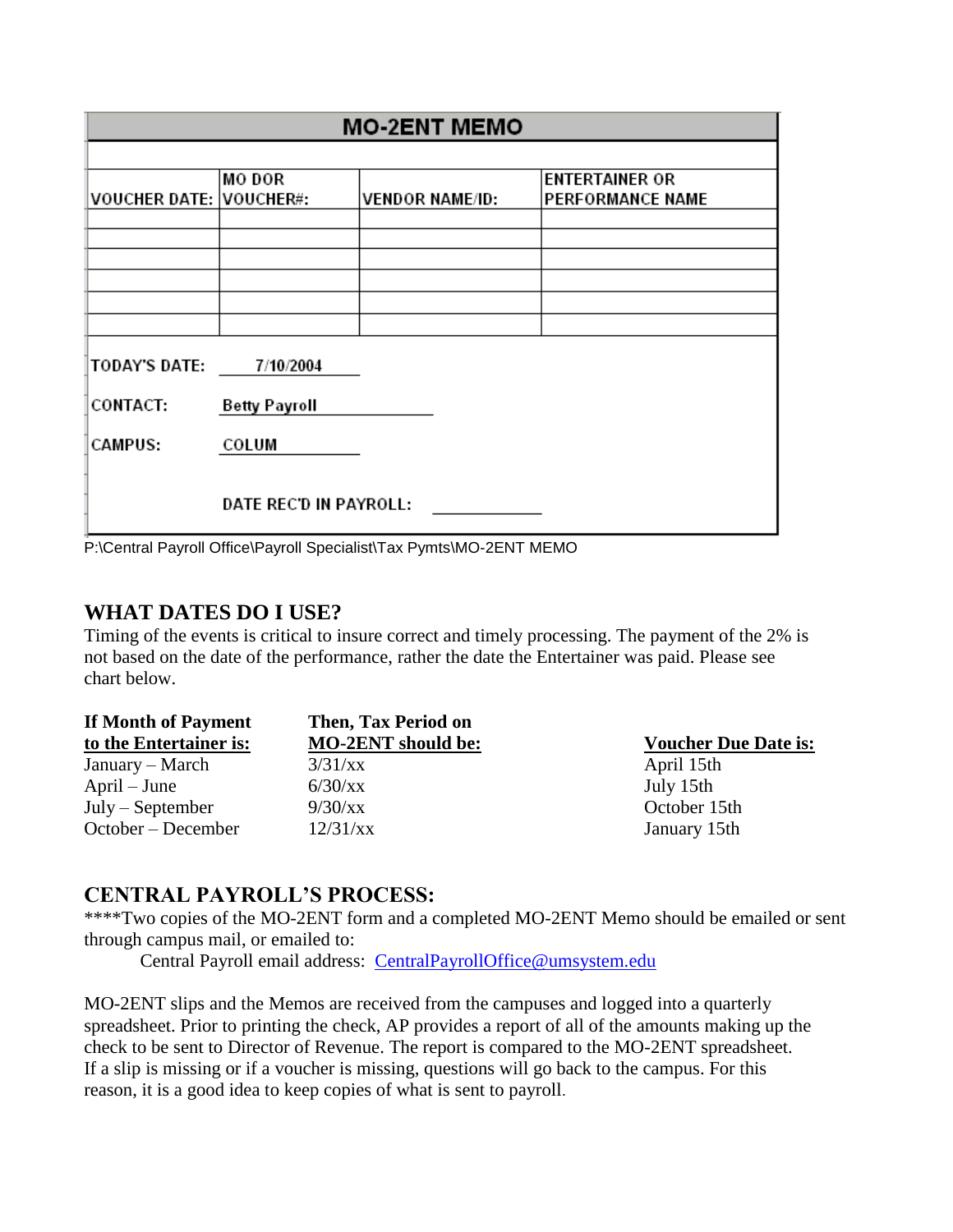| MO-2ENT MEMO | | | |
|---|---|---|---|
| VOUCHER DATE: | MO DOR VOUCHER#: | VENDOR NAME/ID: | ENTERTAINER OR PERFORMANCE NAME |
| | | | |
| | | | |
| | | | |
| | | | |
| | | | |
| | | | |

TODAY'S DATE: 7/10/2004

CONTACT: Betty Payroll

CAMPUS: COLUM

DATE REC'D IN PAYROLL: ____________

P:\Central Payroll Office\Payroll Specialist\Tax Pymts\MO-2ENT MEMO

## WHAT DATES DO I USE?

Timing of the events is critical to insure correct and timely processing. The payment of the 2% is not based on the date of the performance, rather the date the Entertainer was paid. Please see chart below.

| **If Month of Payment to the Entertainer is:** | **Then, Tax Period on MO-2ENT should be:** | **Voucher Due Date is:** |
|---|---|---|
| January – March | 3/31/xx | April 15th |
| April – June | 6/30/xx | July 15th |
| July – September | 9/30/xx | October 15th |
| October – December | 12/31/xx | January 15th |

## CENTRAL PAYROLL'S PROCESS:

****Two copies of the MO-2ENT form and a completed MO-2ENT Memo should be emailed or sent through campus mail, or emailed to:

Central Payroll email address: CentralPayrollOffice@umsystem.edu

MO-2ENT slips and the Memos are received from the campuses and logged into a quarterly spreadsheet. Prior to printing the check, AP provides a report of all of the amounts making up the check to be sent to Director of Revenue. The report is compared to the MO-2ENT spreadsheet. If a slip is missing or if a voucher is missing, questions will go back to the campus. For this reason, it is a good idea to keep copies of what is sent to payroll.